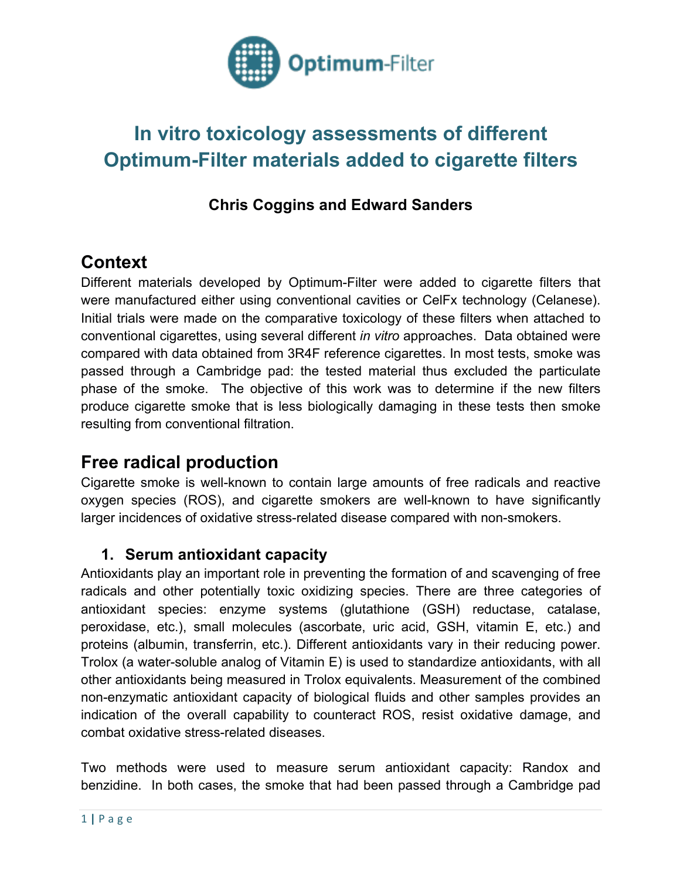# In vitro toxicology assessments of different Optimum-Filter materials added to cigarette filters

**Chris Coggins and Edward Sanders**

## Context

Different materials developed by Optimum-Filter were added to cigarette filters that were manufactured either using conventional cavities or CelFx technology (Celanese). Initial trials were made on the comparative toxicology of these filters when attached to conventional cigarettes, using several different *in vitro* approaches. Data obtained were compared with data obtained from 3R4F reference cigarettes. In most tests, smoke was passed through a Cambridge pad: the tested material thus excluded the particulate phase of the smoke. The objective of this work was to determine if the new filters produce cigarette smoke that is less biologically damaging in these tests then smoke resulting from conventional filtration.

## Free radical production

Cigarette smoke is well-known to contain large amounts of free radicals and reactive oxygen species (ROS), and cigarette smokers are well-known to have significantly larger incidences of oxidative stress-related disease compared with non-smokers.

### 1. Serum antioxidant capacity

Antioxidants play an important role in preventing the formation of and scavenging of free radicals and other potentially toxic oxidizing species. There are three categories of antioxidant species: enzyme systems (glutathione (GSH) reductase, catalase, peroxidase, etc.), small molecules (ascorbate, uric acid, GSH, vitamin E, etc.) and proteins (albumin, transferrin, etc.). Different antioxidants vary in their reducing power. Trolox (a water-soluble analog of Vitamin E) is used to standardize antioxidants, with all other antioxidants being measured in Trolox equivalents. Measurement of the combined non-enzymatic antioxidant capacity of biological fluids and other samples provides an indication of the overall capability to counteract ROS, resist oxidative damage, and combat oxidative stress-related diseases.

Two methods were used to measure serum antioxidant capacity: Randox and benzidine. In both cases, the smoke that had been passed through a Cambridge pad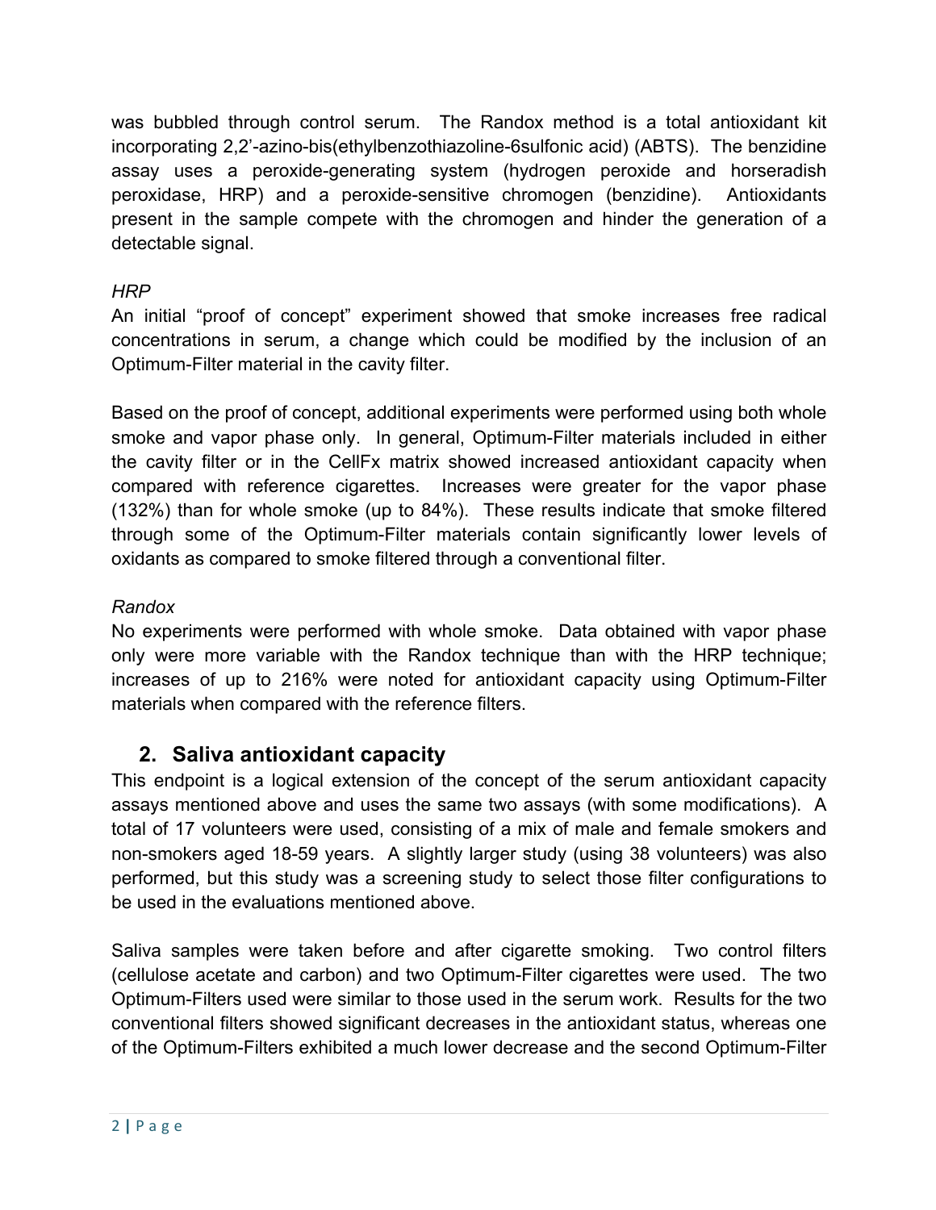was bubbled through control serum. The Randox method is a total antioxidant kit incorporating 2,2'-azino-bis(ethylbenzothiazoline-6sulfonic acid) (ABTS). The benzidine assay uses a peroxide-generating system (hydrogen peroxide and horseradish peroxidase, HRP) and a peroxide-sensitive chromogen (benzidine). Antioxidants present in the sample compete with the chromogen and hinder the generation of a detectable signal.

*HRP*

An initial "proof of concept" experiment showed that smoke increases free radical concentrations in serum, a change which could be modified by the inclusion of an Optimum-Filter material in the cavity filter.

Based on the proof of concept, additional experiments were performed using both whole smoke and vapor phase only. In general, Optimum-Filter materials included in either the cavity filter or in the CellFx matrix showed increased antioxidant capacity when compared with reference cigarettes. Increases were greater for the vapor phase (132%) than for whole smoke (up to 84%). These results indicate that smoke filtered through some of the Optimum-Filter materials contain significantly lower levels of oxidants as compared to smoke filtered through a conventional filter.

*Randox*

No experiments were performed with whole smoke. Data obtained with vapor phase only were more variable with the Randox technique than with the HRP technique; increases of up to 216% were noted for antioxidant capacity using Optimum-Filter materials when compared with the reference filters.

## 2. Saliva antioxidant capacity

This endpoint is a logical extension of the concept of the serum antioxidant capacity assays mentioned above and uses the same two assays (with some modifications). A total of 17 volunteers were used, consisting of a mix of male and female smokers and non-smokers aged 18-59 years. A slightly larger study (using 38 volunteers) was also performed, but this study was a screening study to select those filter configurations to be used in the evaluations mentioned above.

Saliva samples were taken before and after cigarette smoking. Two control filters (cellulose acetate and carbon) and two Optimum-Filter cigarettes were used. The two Optimum-Filters used were similar to those used in the serum work. Results for the two conventional filters showed significant decreases in the antioxidant status, whereas one of the Optimum-Filters exhibited a much lower decrease and the second Optimum-Filter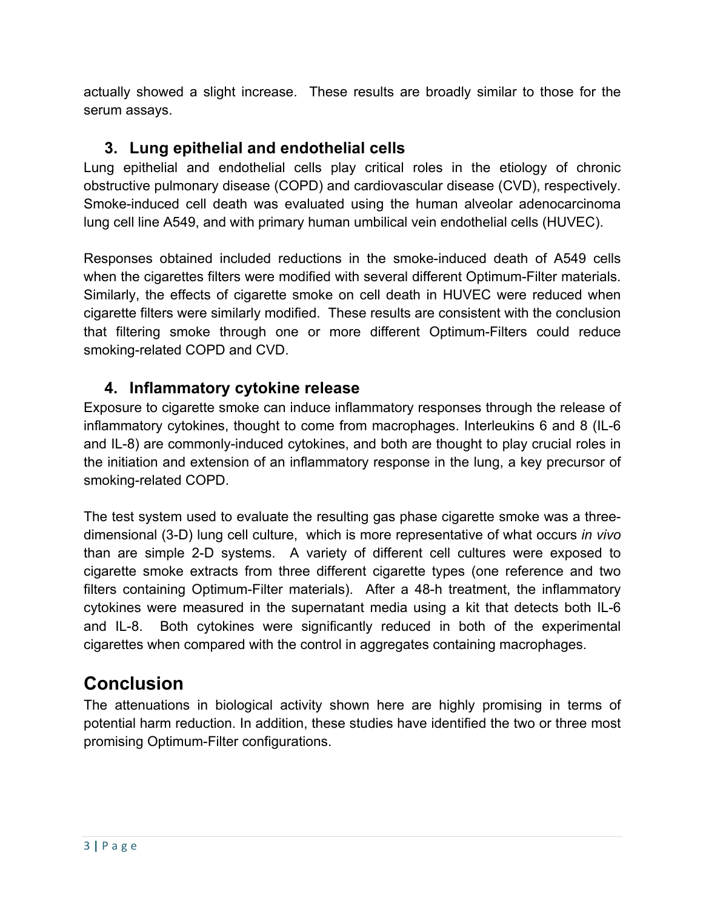actually showed a slight increase. These results are broadly similar to those for the serum assays.

### 3. Lung epithelial and endothelial cells

Lung epithelial and endothelial cells play critical roles in the etiology of chronic obstructive pulmonary disease (COPD) and cardiovascular disease (CVD), respectively. Smoke-induced cell death was evaluated using the human alveolar adenocarcinoma lung cell line A549, and with primary human umbilical vein endothelial cells (HUVEC).

Responses obtained included reductions in the smoke-induced death of A549 cells when the cigarettes filters were modified with several different Optimum-Filter materials. Similarly, the effects of cigarette smoke on cell death in HUVEC were reduced when cigarette filters were similarly modified. These results are consistent with the conclusion that filtering smoke through one or more different Optimum-Filters could reduce smoking-related COPD and CVD.

### 4. Inflammatory cytokine release

Exposure to cigarette smoke can induce inflammatory responses through the release of inflammatory cytokines, thought to come from macrophages. Interleukins 6 and 8 (IL-6 and IL-8) are commonly-induced cytokines, and both are thought to play crucial roles in the initiation and extension of an inflammatory response in the lung, a key precursor of smoking-related COPD.

The test system used to evaluate the resulting gas phase cigarette smoke was a three-dimensional (3-D) lung cell culture, which is more representative of what occurs *in vivo* than are simple 2-D systems. A variety of different cell cultures were exposed to cigarette smoke extracts from three different cigarette types (one reference and two filters containing Optimum-Filter materials). After a 48-h treatment, the inflammatory cytokines were measured in the supernatant media using a kit that detects both IL-6 and IL-8. Both cytokines were significantly reduced in both of the experimental cigarettes when compared with the control in aggregates containing macrophages.

## Conclusion

The attenuations in biological activity shown here are highly promising in terms of potential harm reduction. In addition, these studies have identified the two or three most promising Optimum-Filter configurations.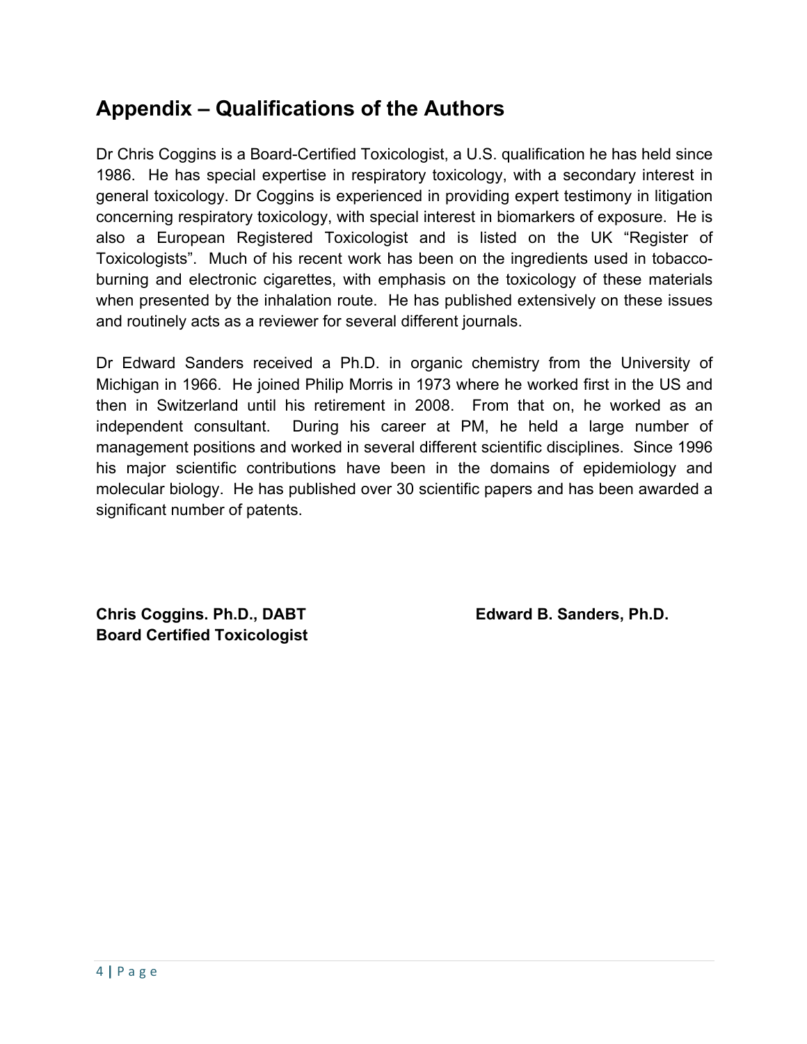## Appendix – Qualifications of the Authors

Dr Chris Coggins is a Board-Certified Toxicologist, a U.S. qualification he has held since 1986. He has special expertise in respiratory toxicology, with a secondary interest in general toxicology. Dr Coggins is experienced in providing expert testimony in litigation concerning respiratory toxicology, with special interest in biomarkers of exposure. He is also a European Registered Toxicologist and is listed on the UK "Register of Toxicologists". Much of his recent work has been on the ingredients used in tobacco-burning and electronic cigarettes, with emphasis on the toxicology of these materials when presented by the inhalation route. He has published extensively on these issues and routinely acts as a reviewer for several different journals.

Dr Edward Sanders received a Ph.D. in organic chemistry from the University of Michigan in 1966. He joined Philip Morris in 1973 where he worked first in the US and then in Switzerland until his retirement in 2008. From that on, he worked as an independent consultant. During his career at PM, he held a large number of management positions and worked in several different scientific disciplines. Since 1996 his major scientific contributions have been in the domains of epidemiology and molecular biology. He has published over 30 scientific papers and has been awarded a significant number of patents.

**Chris Coggins. Ph.D., DABT**
**Board Certified Toxicologist**

**Edward B. Sanders, Ph.D.**